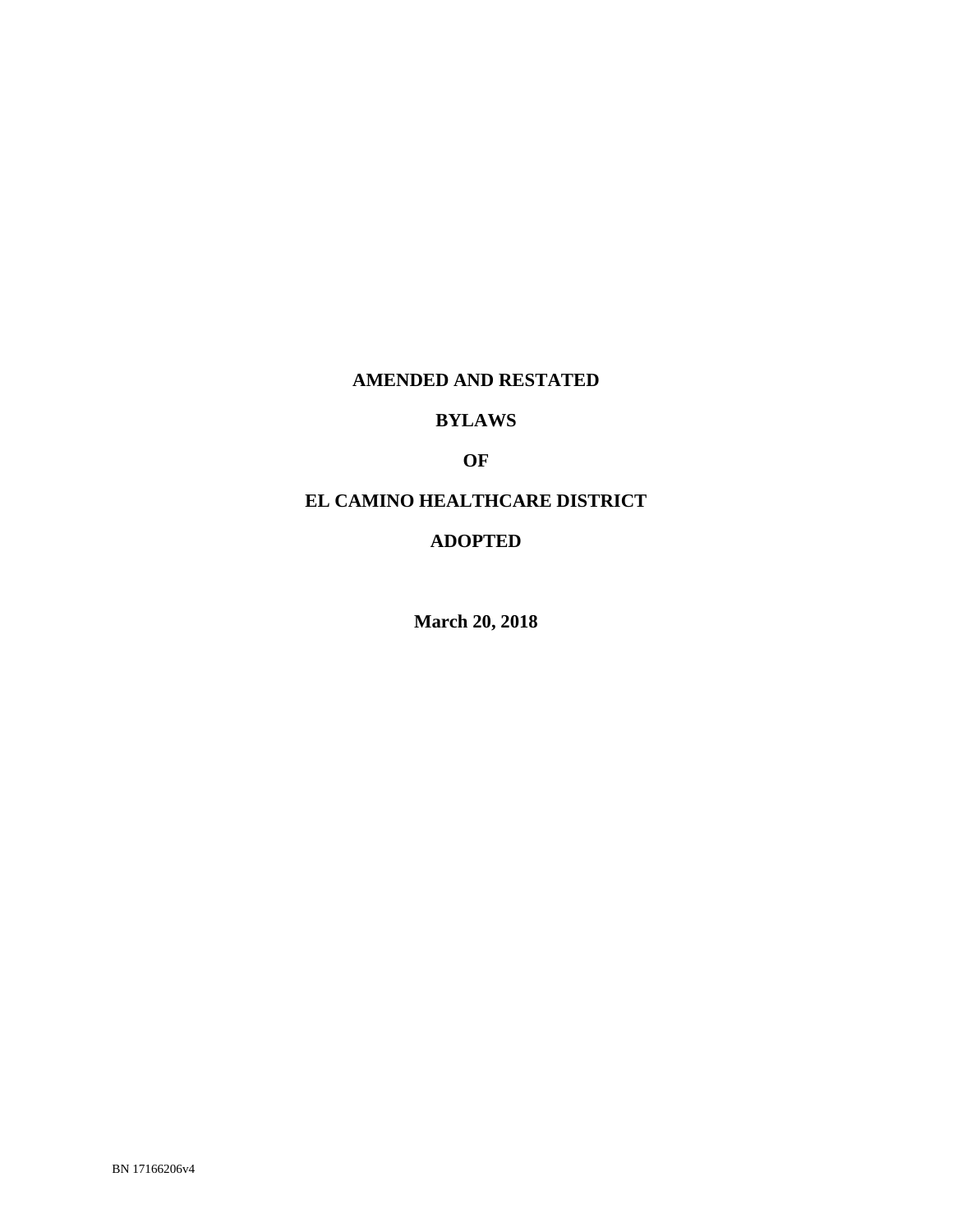# AMENDED AND RESTATED

# BYLAWS

# OF

# EL CAMINO HEALTHCARE DISTRICT

# ADOPTED

**March 20, 2018**

BN 17166206v4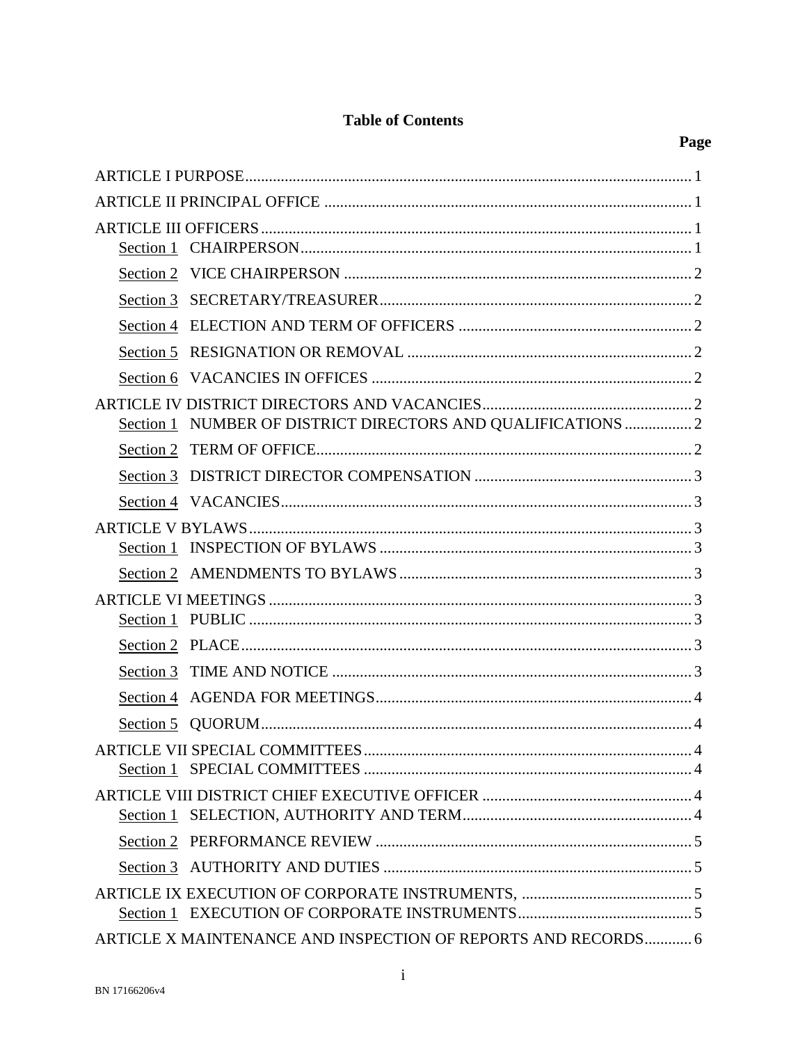**Table of Contents**

**Page**

ARTICLE I PURPOSE .......... 1

ARTICLE II PRINCIPAL OFFICE .......... 1

ARTICLE III OFFICERS .......... 1

- Section 1 CHAIRPERSON .......... 1
- Section 2 VICE CHAIRPERSON .......... 2
- Section 3 SECRETARY/TREASURER .......... 2
- Section 4 ELECTION AND TERM OF OFFICERS .......... 2
- Section 5 RESIGNATION OR REMOVAL .......... 2
- Section 6 VACANCIES IN OFFICES .......... 2

ARTICLE IV DISTRICT DIRECTORS AND VACANCIES .......... 2

- Section 1 NUMBER OF DISTRICT DIRECTORS AND QUALIFICATIONS .......... 2
- Section 2 TERM OF OFFICE .......... 2
- Section 3 DISTRICT DIRECTOR COMPENSATION .......... 3
- Section 4 VACANCIES .......... 3

ARTICLE V BYLAWS .......... 3

- Section 1 INSPECTION OF BYLAWS .......... 3
- Section 2 AMENDMENTS TO BYLAWS .......... 3

ARTICLE VI MEETINGS .......... 3

- Section 1 PUBLIC .......... 3
- Section 2 PLACE .......... 3
- Section 3 TIME AND NOTICE .......... 3
- Section 4 AGENDA FOR MEETINGS .......... 4
- Section 5 QUORUM .......... 4

ARTICLE VII SPECIAL COMMITTEES .......... 4

- Section 1 SPECIAL COMMITTEES .......... 4

ARTICLE VIII DISTRICT CHIEF EXECUTIVE OFFICER .......... 4

- Section 1 SELECTION, AUTHORITY AND TERM .......... 4
- Section 2 PERFORMANCE REVIEW .......... 5
- Section 3 AUTHORITY AND DUTIES .......... 5

ARTICLE IX EXECUTION OF CORPORATE INSTRUMENTS, .......... 5

- Section 1 EXECUTION OF CORPORATE INSTRUMENTS .......... 5

ARTICLE X MAINTENANCE AND INSPECTION OF REPORTS AND RECORDS .......... 6

BN 17166206v4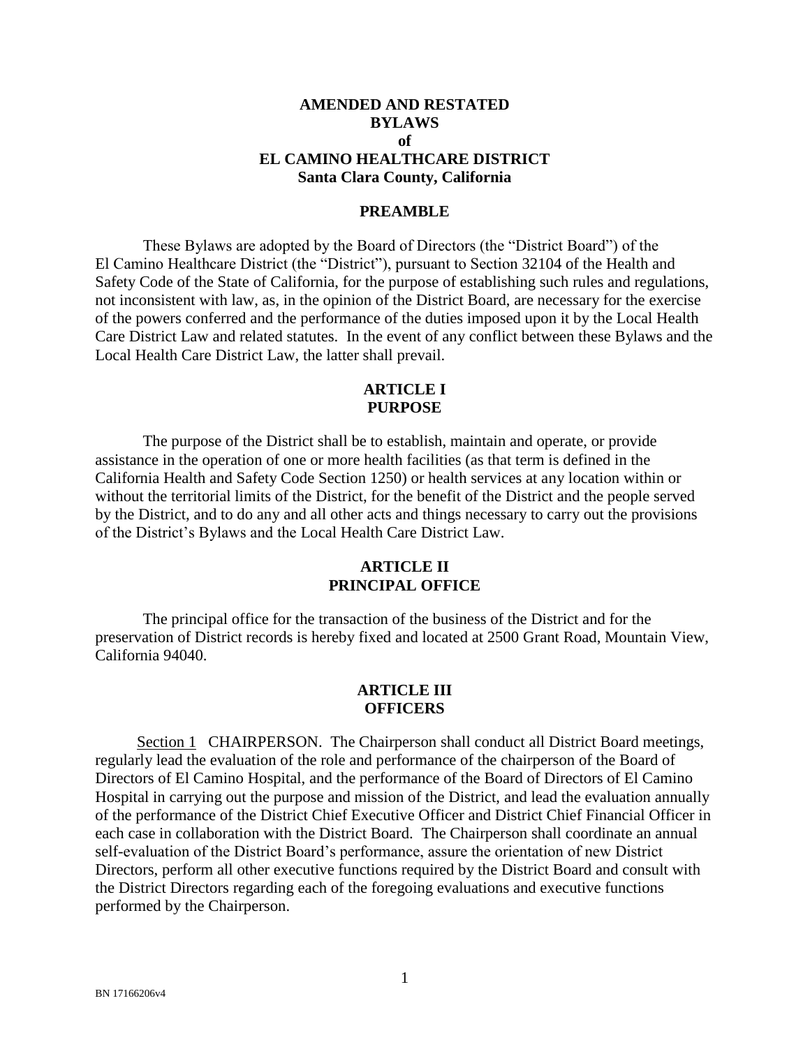# AMENDED AND RESTATED BYLAWS of EL CAMINO HEALTHCARE DISTRICT Santa Clara County, California

## PREAMBLE

These Bylaws are adopted by the Board of Directors (the "District Board") of the El Camino Healthcare District (the "District"), pursuant to Section 32104 of the Health and Safety Code of the State of California, for the purpose of establishing such rules and regulations, not inconsistent with law, as, in the opinion of the District Board, are necessary for the exercise of the powers conferred and the performance of the duties imposed upon it by the Local Health Care District Law and related statutes. In the event of any conflict between these Bylaws and the Local Health Care District Law, the latter shall prevail.

## ARTICLE I PURPOSE

The purpose of the District shall be to establish, maintain and operate, or provide assistance in the operation of one or more health facilities (as that term is defined in the California Health and Safety Code Section 1250) or health services at any location within or without the territorial limits of the District, for the benefit of the District and the people served by the District, and to do any and all other acts and things necessary to carry out the provisions of the District's Bylaws and the Local Health Care District Law.

## ARTICLE II PRINCIPAL OFFICE

The principal office for the transaction of the business of the District and for the preservation of District records is hereby fixed and located at 2500 Grant Road, Mountain View, California 94040.

## ARTICLE III OFFICERS

Section 1 CHAIRPERSON. The Chairperson shall conduct all District Board meetings, regularly lead the evaluation of the role and performance of the chairperson of the Board of Directors of El Camino Hospital, and the performance of the Board of Directors of El Camino Hospital in carrying out the purpose and mission of the District, and lead the evaluation annually of the performance of the District Chief Executive Officer and District Chief Financial Officer in each case in collaboration with the District Board. The Chairperson shall coordinate an annual self-evaluation of the District Board's performance, assure the orientation of new District Directors, perform all other executive functions required by the District Board and consult with the District Directors regarding each of the foregoing evaluations and executive functions performed by the Chairperson.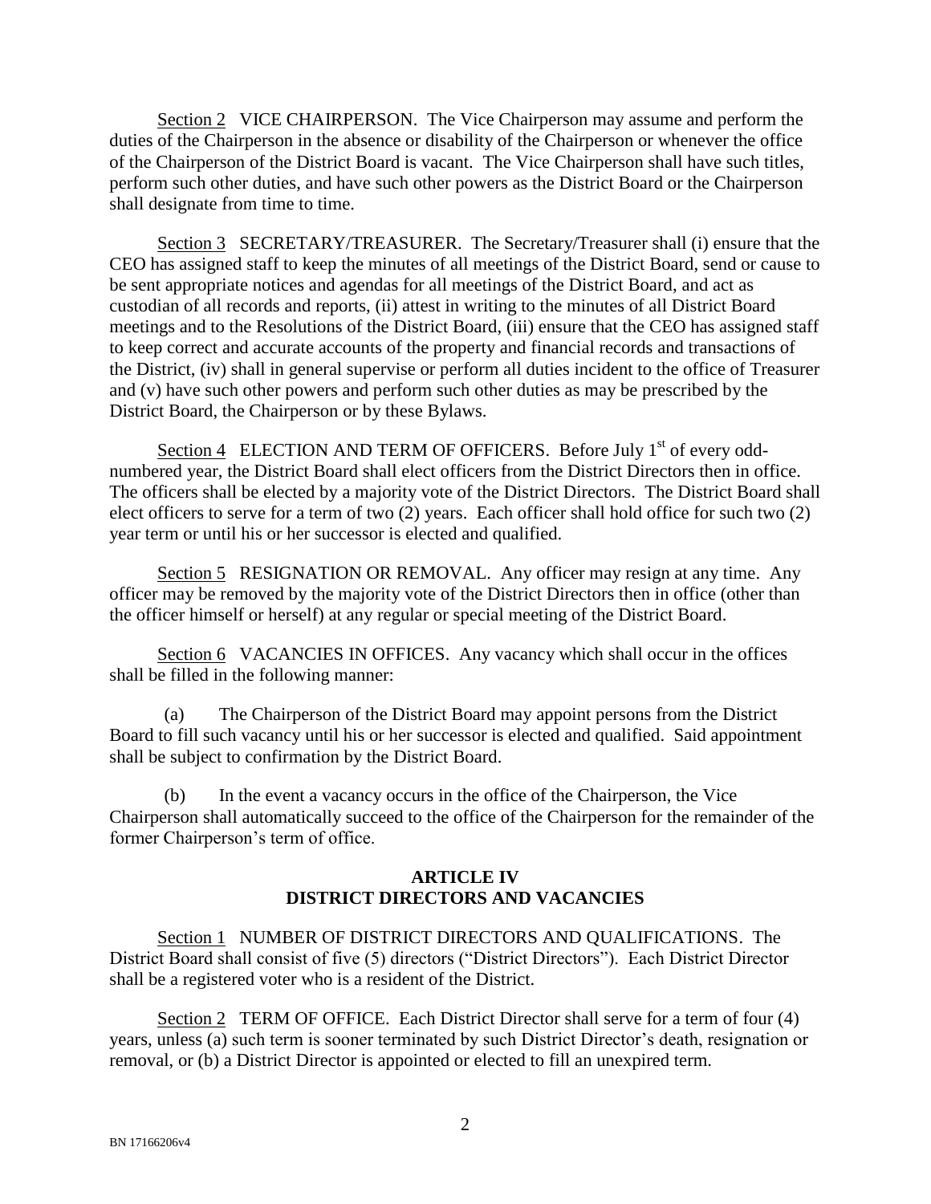<u>Section 2</u> VICE CHAIRPERSON. The Vice Chairperson may assume and perform the duties of the Chairperson in the absence or disability of the Chairperson or whenever the office of the Chairperson of the District Board is vacant. The Vice Chairperson shall have such titles, perform such other duties, and have such other powers as the District Board or the Chairperson shall designate from time to time.

<u>Section 3</u> SECRETARY/TREASURER. The Secretary/Treasurer shall (i) ensure that the CEO has assigned staff to keep the minutes of all meetings of the District Board, send or cause to be sent appropriate notices and agendas for all meetings of the District Board, and act as custodian of all records and reports, (ii) attest in writing to the minutes of all District Board meetings and to the Resolutions of the District Board, (iii) ensure that the CEO has assigned staff to keep correct and accurate accounts of the property and financial records and transactions of the District, (iv) shall in general supervise or perform all duties incident to the office of Treasurer and (v) have such other powers and perform such other duties as may be prescribed by the District Board, the Chairperson or by these Bylaws.

<u>Section 4</u> ELECTION AND TERM OF OFFICERS. Before July 1st of every odd-numbered year, the District Board shall elect officers from the District Directors then in office. The officers shall be elected by a majority vote of the District Directors. The District Board shall elect officers to serve for a term of two (2) years. Each officer shall hold office for such two (2) year term or until his or her successor is elected and qualified.

<u>Section 5</u> RESIGNATION OR REMOVAL. Any officer may resign at any time. Any officer may be removed by the majority vote of the District Directors then in office (other than the officer himself or herself) at any regular or special meeting of the District Board.

<u>Section 6</u> VACANCIES IN OFFICES. Any vacancy which shall occur in the offices shall be filled in the following manner:

(a) The Chairperson of the District Board may appoint persons from the District Board to fill such vacancy until his or her successor is elected and qualified. Said appointment shall be subject to confirmation by the District Board.

(b) In the event a vacancy occurs in the office of the Chairperson, the Vice Chairperson shall automatically succeed to the office of the Chairperson for the remainder of the former Chairperson's term of office.

## ARTICLE IV
## DISTRICT DIRECTORS AND VACANCIES

<u>Section 1</u> NUMBER OF DISTRICT DIRECTORS AND QUALIFICATIONS. The District Board shall consist of five (5) directors ("District Directors"). Each District Director shall be a registered voter who is a resident of the District.

<u>Section 2</u> TERM OF OFFICE. Each District Director shall serve for a term of four (4) years, unless (a) such term is sooner terminated by such District Director's death, resignation or removal, or (b) a District Director is appointed or elected to fill an unexpired term.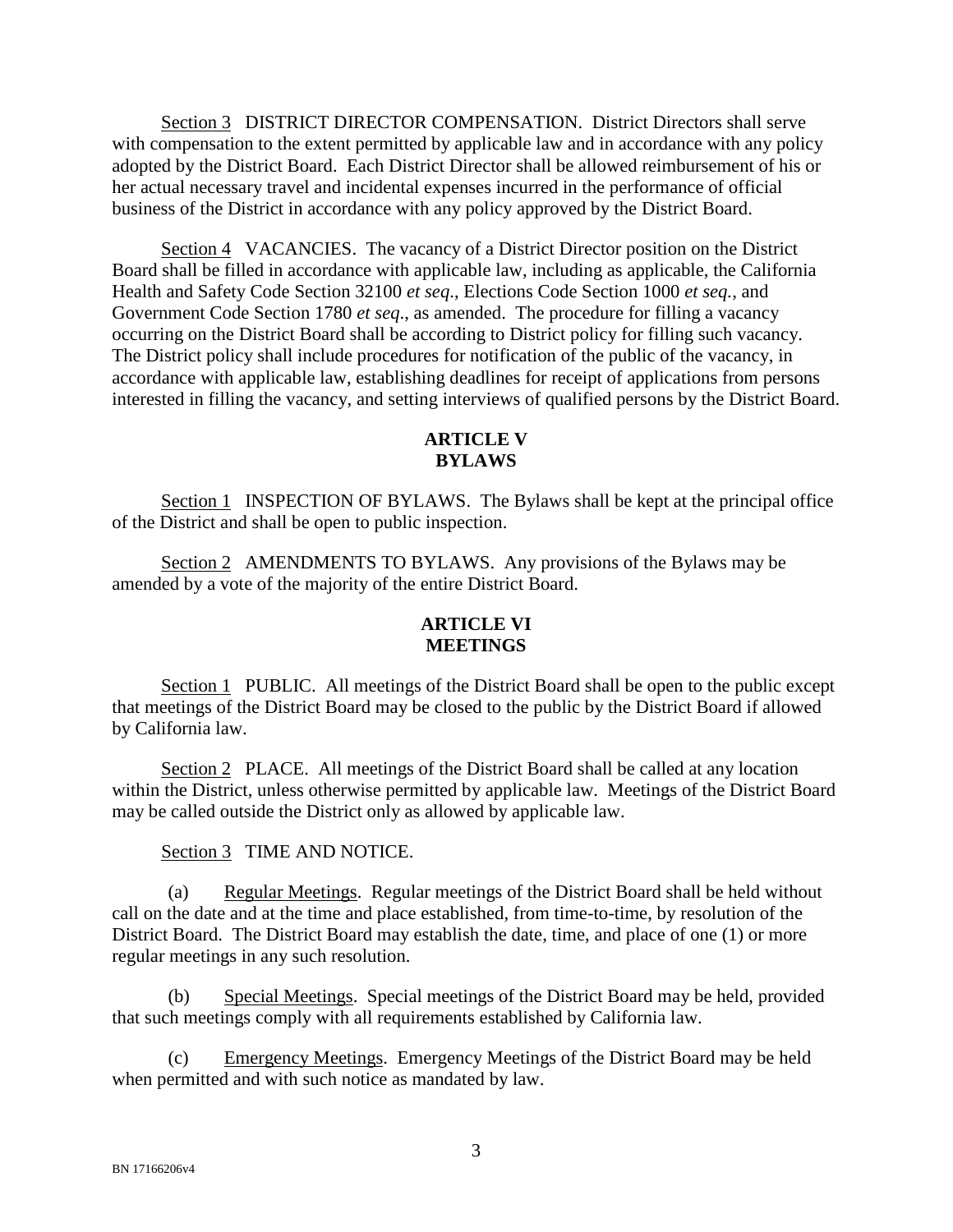<u>Section 3</u> DISTRICT DIRECTOR COMPENSATION. District Directors shall serve with compensation to the extent permitted by applicable law and in accordance with any policy adopted by the District Board. Each District Director shall be allowed reimbursement of his or her actual necessary travel and incidental expenses incurred in the performance of official business of the District in accordance with any policy approved by the District Board.

<u>Section 4</u> VACANCIES. The vacancy of a District Director position on the District Board shall be filled in accordance with applicable law, including as applicable, the California Health and Safety Code Section 32100 *et seq*., Elections Code Section 1000 *et seq.*, and Government Code Section 1780 *et seq*., as amended. The procedure for filling a vacancy occurring on the District Board shall be according to District policy for filling such vacancy. The District policy shall include procedures for notification of the public of the vacancy, in accordance with applicable law, establishing deadlines for receipt of applications from persons interested in filling the vacancy, and setting interviews of qualified persons by the District Board.

## ARTICLE V
## BYLAWS

<u>Section 1</u> INSPECTION OF BYLAWS. The Bylaws shall be kept at the principal office of the District and shall be open to public inspection.

<u>Section 2</u> AMENDMENTS TO BYLAWS. Any provisions of the Bylaws may be amended by a vote of the majority of the entire District Board.

## ARTICLE VI
## MEETINGS

<u>Section 1</u> PUBLIC. All meetings of the District Board shall be open to the public except that meetings of the District Board may be closed to the public by the District Board if allowed by California law.

<u>Section 2</u> PLACE. All meetings of the District Board shall be called at any location within the District, unless otherwise permitted by applicable law. Meetings of the District Board may be called outside the District only as allowed by applicable law.

<u>Section 3</u> TIME AND NOTICE.

(a) <u>Regular Meetings</u>. Regular meetings of the District Board shall be held without call on the date and at the time and place established, from time-to-time, by resolution of the District Board. The District Board may establish the date, time, and place of one (1) or more regular meetings in any such resolution.

(b) <u>Special Meetings</u>. Special meetings of the District Board may be held, provided that such meetings comply with all requirements established by California law.

(c) <u>Emergency Meetings</u>. Emergency Meetings of the District Board may be held when permitted and with such notice as mandated by law.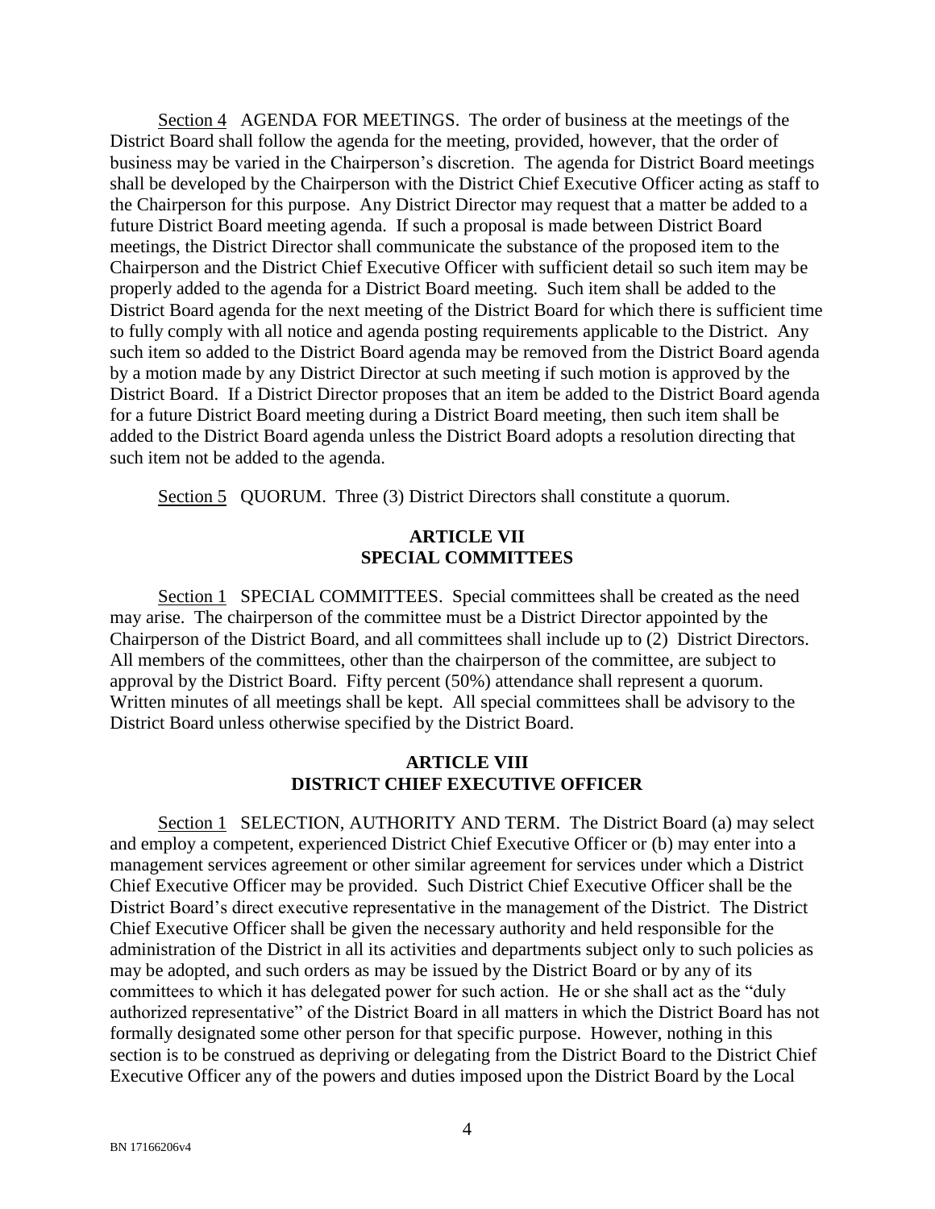Section 4 AGENDA FOR MEETINGS. The order of business at the meetings of the District Board shall follow the agenda for the meeting, provided, however, that the order of business may be varied in the Chairperson's discretion. The agenda for District Board meetings shall be developed by the Chairperson with the District Chief Executive Officer acting as staff to the Chairperson for this purpose. Any District Director may request that a matter be added to a future District Board meeting agenda. If such a proposal is made between District Board meetings, the District Director shall communicate the substance of the proposed item to the Chairperson and the District Chief Executive Officer with sufficient detail so such item may be properly added to the agenda for a District Board meeting. Such item shall be added to the District Board agenda for the next meeting of the District Board for which there is sufficient time to fully comply with all notice and agenda posting requirements applicable to the District. Any such item so added to the District Board agenda may be removed from the District Board agenda by a motion made by any District Director at such meeting if such motion is approved by the District Board. If a District Director proposes that an item be added to the District Board agenda for a future District Board meeting during a District Board meeting, then such item shall be added to the District Board agenda unless the District Board adopts a resolution directing that such item not be added to the agenda.

Section 5 QUORUM. Three (3) District Directors shall constitute a quorum.

## ARTICLE VII
## SPECIAL COMMITTEES

Section 1 SPECIAL COMMITTEES. Special committees shall be created as the need may arise. The chairperson of the committee must be a District Director appointed by the Chairperson of the District Board, and all committees shall include up to (2) District Directors. All members of the committees, other than the chairperson of the committee, are subject to approval by the District Board. Fifty percent (50%) attendance shall represent a quorum. Written minutes of all meetings shall be kept. All special committees shall be advisory to the District Board unless otherwise specified by the District Board.

## ARTICLE VIII
## DISTRICT CHIEF EXECUTIVE OFFICER

Section 1 SELECTION, AUTHORITY AND TERM. The District Board (a) may select and employ a competent, experienced District Chief Executive Officer or (b) may enter into a management services agreement or other similar agreement for services under which a District Chief Executive Officer may be provided. Such District Chief Executive Officer shall be the District Board's direct executive representative in the management of the District. The District Chief Executive Officer shall be given the necessary authority and held responsible for the administration of the District in all its activities and departments subject only to such policies as may be adopted, and such orders as may be issued by the District Board or by any of its committees to which it has delegated power for such action. He or she shall act as the "duly authorized representative" of the District Board in all matters in which the District Board has not formally designated some other person for that specific purpose. However, nothing in this section is to be construed as depriving or delegating from the District Board to the District Chief Executive Officer any of the powers and duties imposed upon the District Board by the Local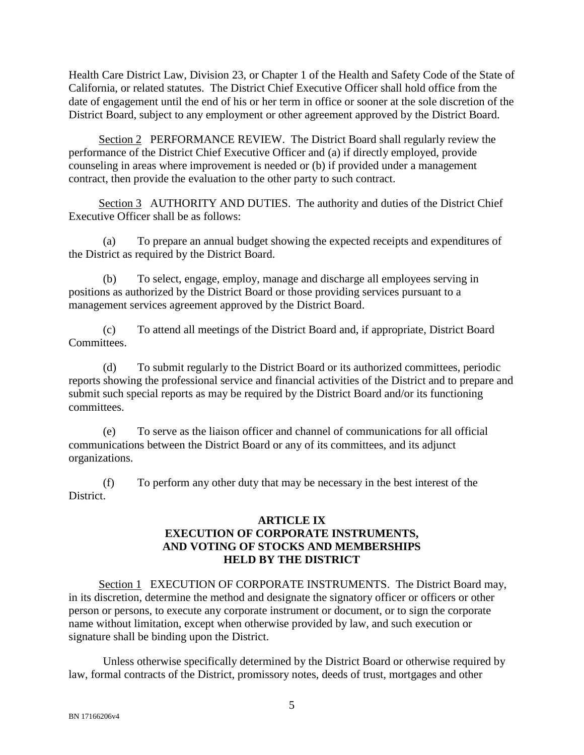Health Care District Law, Division 23, or Chapter 1 of the Health and Safety Code of the State of California, or related statutes. The District Chief Executive Officer shall hold office from the date of engagement until the end of his or her term in office or sooner at the sole discretion of the District Board, subject to any employment or other agreement approved by the District Board.

Section 2 PERFORMANCE REVIEW. The District Board shall regularly review the performance of the District Chief Executive Officer and (a) if directly employed, provide counseling in areas where improvement is needed or (b) if provided under a management contract, then provide the evaluation to the other party to such contract.

Section 3 AUTHORITY AND DUTIES. The authority and duties of the District Chief Executive Officer shall be as follows:

(a) To prepare an annual budget showing the expected receipts and expenditures of the District as required by the District Board.

(b) To select, engage, employ, manage and discharge all employees serving in positions as authorized by the District Board or those providing services pursuant to a management services agreement approved by the District Board.

(c) To attend all meetings of the District Board and, if appropriate, District Board Committees.

(d) To submit regularly to the District Board or its authorized committees, periodic reports showing the professional service and financial activities of the District and to prepare and submit such special reports as may be required by the District Board and/or its functioning committees.

(e) To serve as the liaison officer and channel of communications for all official communications between the District Board or any of its committees, and its adjunct organizations.

(f) To perform any other duty that may be necessary in the best interest of the District.

## ARTICLE IX
## EXECUTION OF CORPORATE INSTRUMENTS, AND VOTING OF STOCKS AND MEMBERSHIPS HELD BY THE DISTRICT

Section 1 EXECUTION OF CORPORATE INSTRUMENTS. The District Board may, in its discretion, determine the method and designate the signatory officer or officers or other person or persons, to execute any corporate instrument or document, or to sign the corporate name without limitation, except when otherwise provided by law, and such execution or signature shall be binding upon the District.

Unless otherwise specifically determined by the District Board or otherwise required by law, formal contracts of the District, promissory notes, deeds of trust, mortgages and other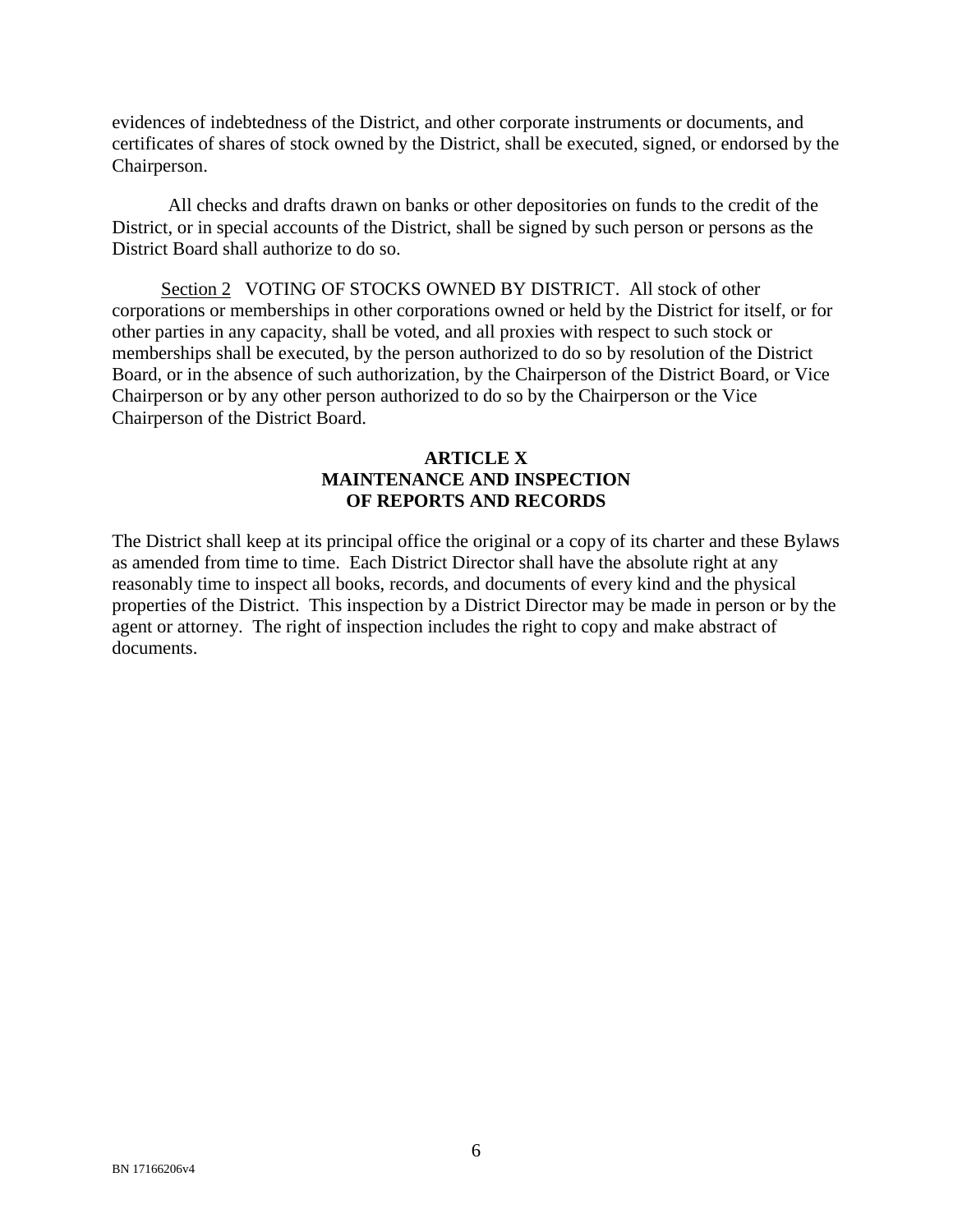evidences of indebtedness of the District, and other corporate instruments or documents, and certificates of shares of stock owned by the District, shall be executed, signed, or endorsed by the Chairperson.

All checks and drafts drawn on banks or other depositories on funds to the credit of the District, or in special accounts of the District, shall be signed by such person or persons as the District Board shall authorize to do so.

Section 2 VOTING OF STOCKS OWNED BY DISTRICT. All stock of other corporations or memberships in other corporations owned or held by the District for itself, or for other parties in any capacity, shall be voted, and all proxies with respect to such stock or memberships shall be executed, by the person authorized to do so by resolution of the District Board, or in the absence of such authorization, by the Chairperson of the District Board, or Vice Chairperson or by any other person authorized to do so by the Chairperson or the Vice Chairperson of the District Board.

## ARTICLE X
## MAINTENANCE AND INSPECTION OF REPORTS AND RECORDS

The District shall keep at its principal office the original or a copy of its charter and these Bylaws as amended from time to time. Each District Director shall have the absolute right at any reasonably time to inspect all books, records, and documents of every kind and the physical properties of the District. This inspection by a District Director may be made in person or by the agent or attorney. The right of inspection includes the right to copy and make abstract of documents.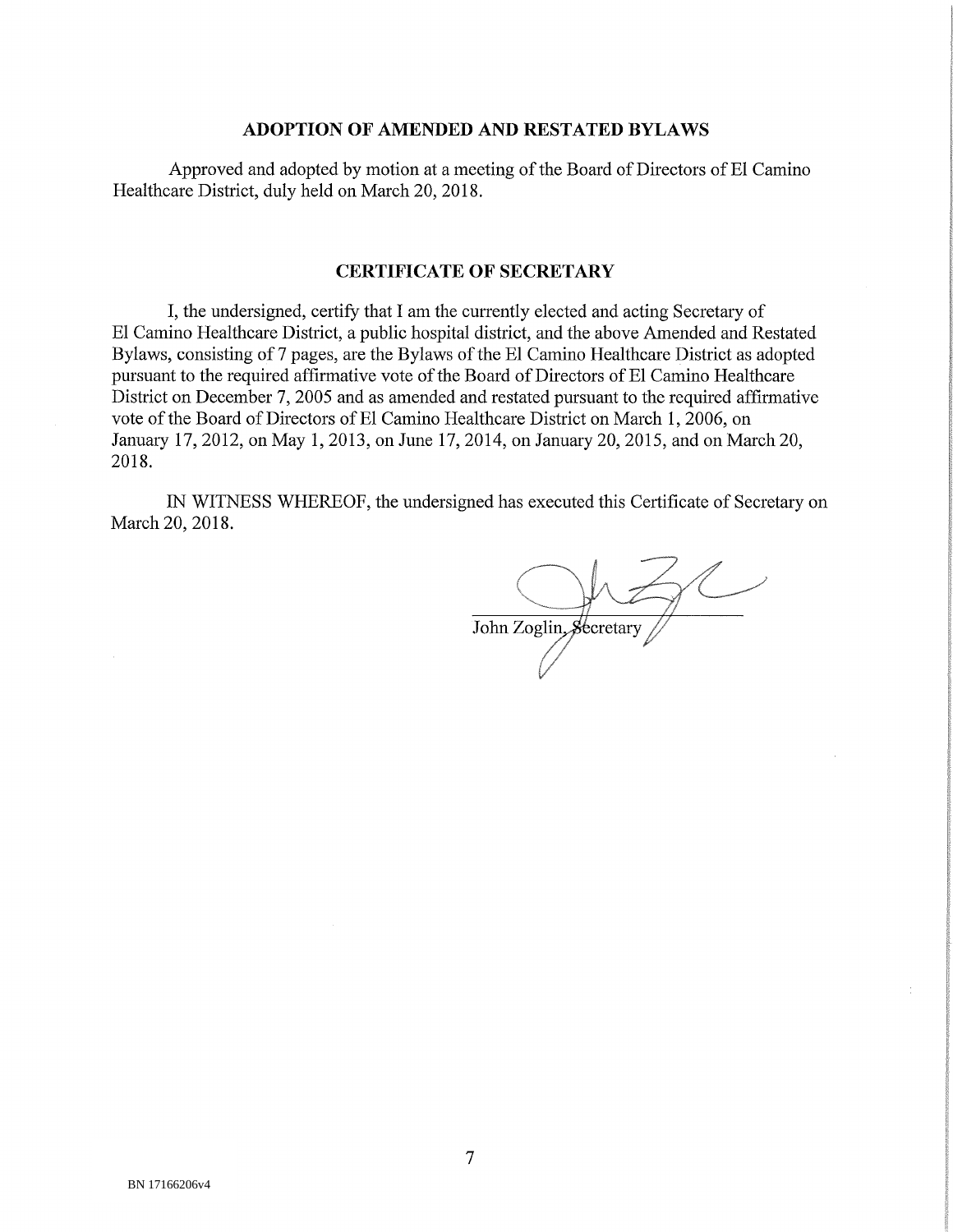## ADOPTION OF AMENDED AND RESTATED BYLAWS

Approved and adopted by motion at a meeting of the Board of Directors of El Camino Healthcare District, duly held on March 20, 2018.

## CERTIFICATE OF SECRETARY

I, the undersigned, certify that I am the currently elected and acting Secretary of El Camino Healthcare District, a public hospital district, and the above Amended and Restated Bylaws, consisting of 7 pages, are the Bylaws of the El Camino Healthcare District as adopted pursuant to the required affirmative vote of the Board of Directors of El Camino Healthcare District on December 7, 2005 and as amended and restated pursuant to the required affirmative vote of the Board of Directors of El Camino Healthcare District on March 1, 2006, on January 17, 2012, on May 1, 2013, on June 17, 2014, on January 20, 2015, and on March 20, 2018.

IN WITNESS WHEREOF, the undersigned has executed this Certificate of Secretary on March 20, 2018.

John Zoglin, Secretary

BN 17166206v4